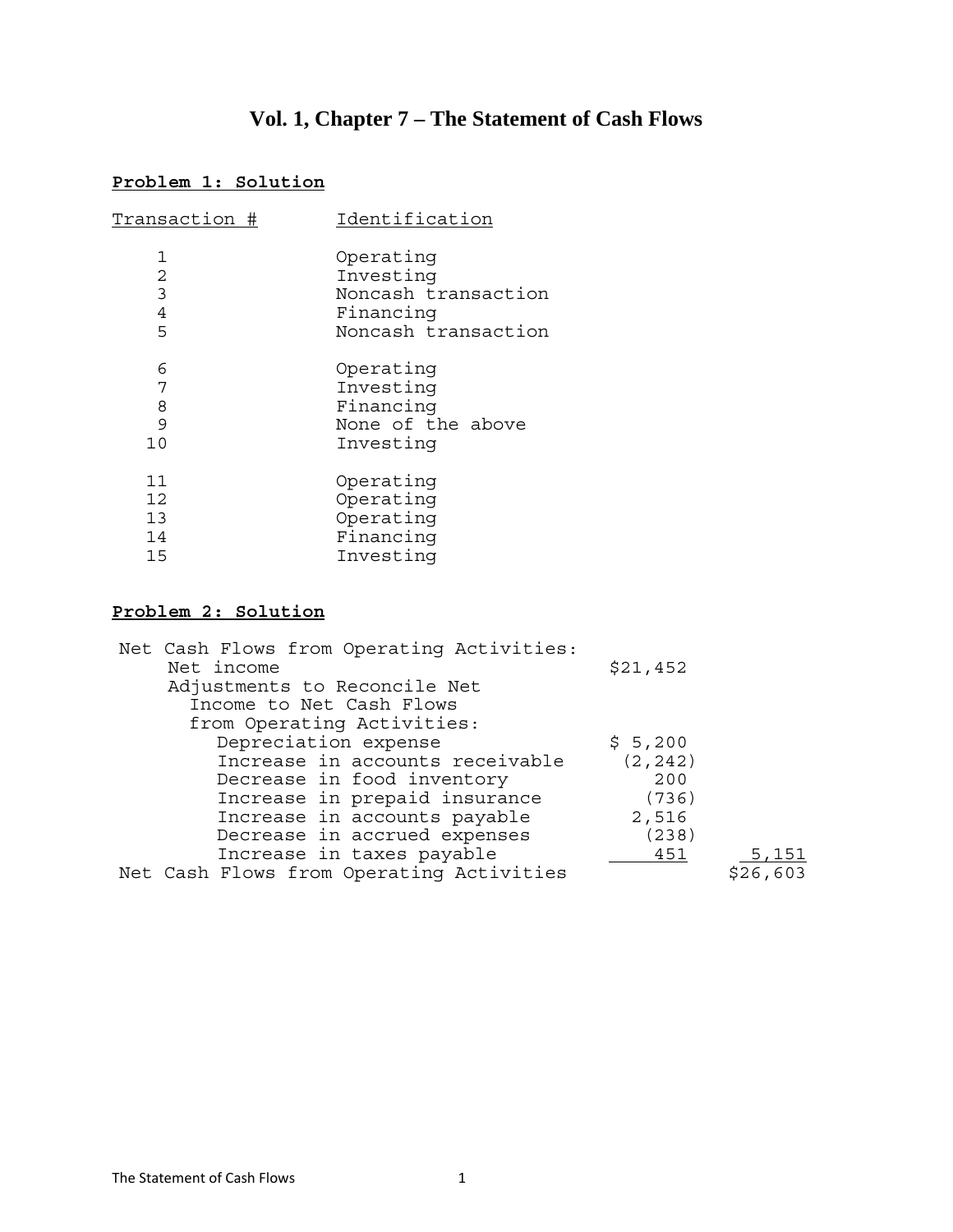# Vol. 1, Chapter 7 – The Statement of Cash Flows

**Problem 1: Solution**

| Transaction # | Identification |
|---|---|
| 1 | Operating |
| 2 | Investing |
| 3 | Noncash transaction |
| 4 | Financing |
| 5 | Noncash transaction |
| 6 | Operating |
| 7 | Investing |
| 8 | Financing |
| 9 | None of the above |
| 10 | Investing |
| 11 | Operating |
| 12 | Operating |
| 13 | Operating |
| 14 | Financing |
| 15 | Investing |

**Problem 2: Solution**

| | | |
|---|---|---|
| Net Cash Flows from Operating Activities: | | |
| Net income | $21,452 | |
| Adjustments to Reconcile Net Income to Net Cash Flows from Operating Activities: | | |
| Depreciation expense | $ 5,200 | |
| Increase in accounts receivable | (2,242) | |
| Decrease in food inventory | 200 | |
| Increase in prepaid insurance | (736) | |
| Increase in accounts payable | 2,516 | |
| Decrease in accrued expenses | (238) | |
| Increase in taxes payable | 451 | 5,151 |
| Net Cash Flows from Operating Activities | | $26,603 |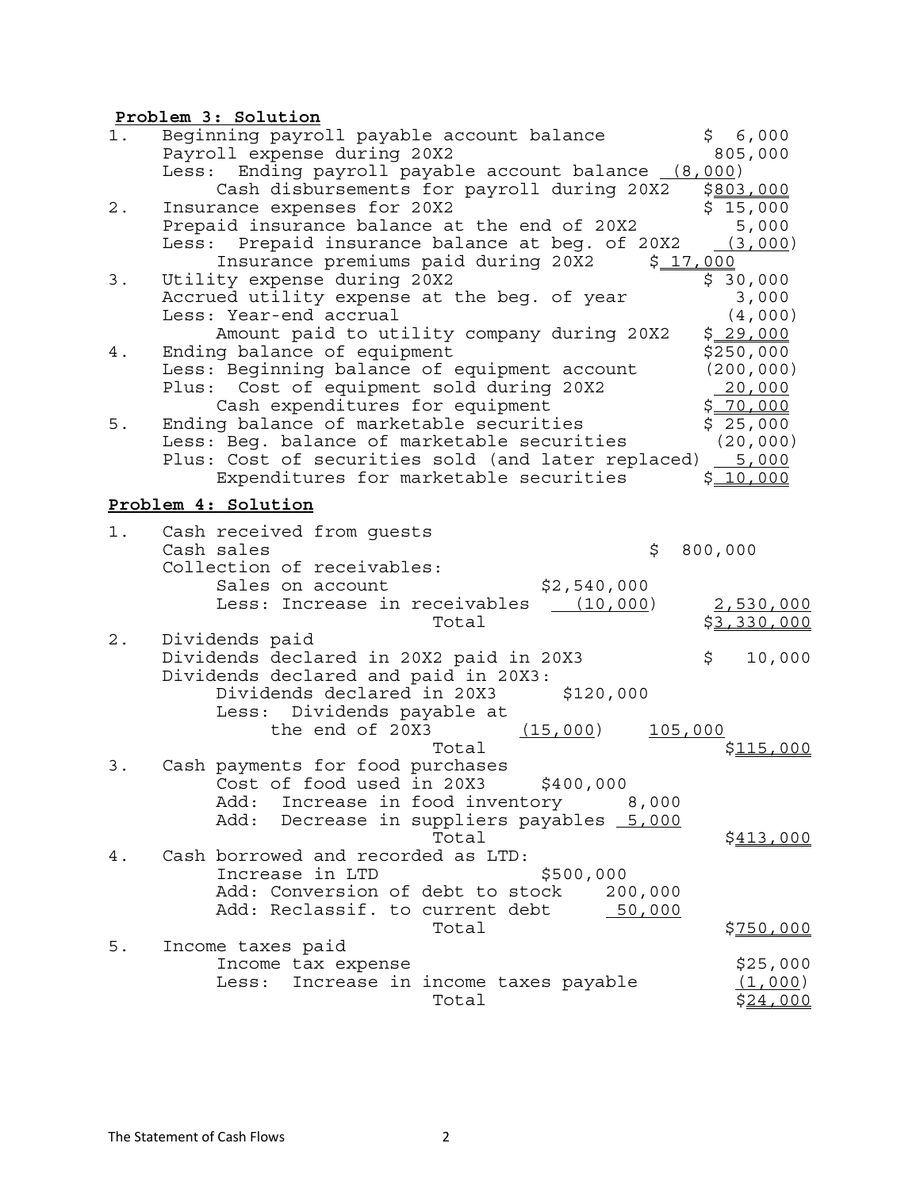**Problem 3: Solution**

1. 

| | |
|---|---|
| Beginning payroll payable account balance | $ 6,000 |
| Payroll expense during 20X2 | 805,000 |
| Less: Ending payroll payable account balance | (8,000) |
| Cash disbursements for payroll during 20X2 | $803,000 |

2. 

| | |
|---|---|
| Insurance expenses for 20X2 | $ 15,000 |
| Prepaid insurance balance at the end of 20X2 | 5,000 |
| Less: Prepaid insurance balance at beg. of 20X2 | (3,000) |
| Insurance premiums paid during 20X2 | $ 17,000 |

3. 

| | |
|---|---|
| Utility expense during 20X2 | $ 30,000 |
| Accrued utility expense at the beg. of year | 3,000 |
| Less: Year-end accrual | (4,000) |
| Amount paid to utility company during 20X2 | $ 29,000 |

4. 

| | |
|---|---|
| Ending balance of equipment | $250,000 |
| Less: Beginning balance of equipment account | (200,000) |
| Plus: Cost of equipment sold during 20X2 | 20,000 |
| Cash expenditures for equipment | $ 70,000 |

5. 

| | |
|---|---|
| Ending balance of marketable securities | $ 25,000 |
| Less: Beg. balance of marketable securities | (20,000) |
| Plus: Cost of securities sold (and later replaced) | 5,000 |
| Expenditures for marketable securities | $ 10,000 |

**Problem 4: Solution**

1. Cash received from guests

| | | |
|---|---|---|
| Cash sales | | $ 800,000 |
| Collection of receivables: | | |
| Sales on account | $2,540,000 | |
| Less: Increase in receivables | (10,000) | 2,530,000 |
| Total | | $3,330,000 |

2. Dividends paid

| | | | |
|---|---|---|---|
| Dividends declared in 20X2 paid in 20X3 | | | $ 10,000 |
| Dividends declared and paid in 20X3: | | | |
| Dividends declared in 20X3 | $120,000 | | |
| Less: Dividends payable at the end of 20X3 | (15,000) | 105,000 | |
| Total | | | $115,000 |

3. Cash payments for food purchases

| | | |
|---|---|---|
| Cost of food used in 20X3 | $400,000 | |
| Add: Increase in food inventory | 8,000 | |
| Add: Decrease in suppliers payables | 5,000 | |
| Total | | $413,000 |

4. Cash borrowed and recorded as LTD:

| | | |
|---|---|---|
| Increase in LTD | $500,000 | |
| Add: Conversion of debt to stock | 200,000 | |
| Add: Reclassif. to current debt | 50,000 | |
| Total | | $750,000 |

5. Income taxes paid

| | |
|---|---|
| Income tax expense | $25,000 |
| Less: Increase in income taxes payable | (1,000) |
| Total | $24,000 |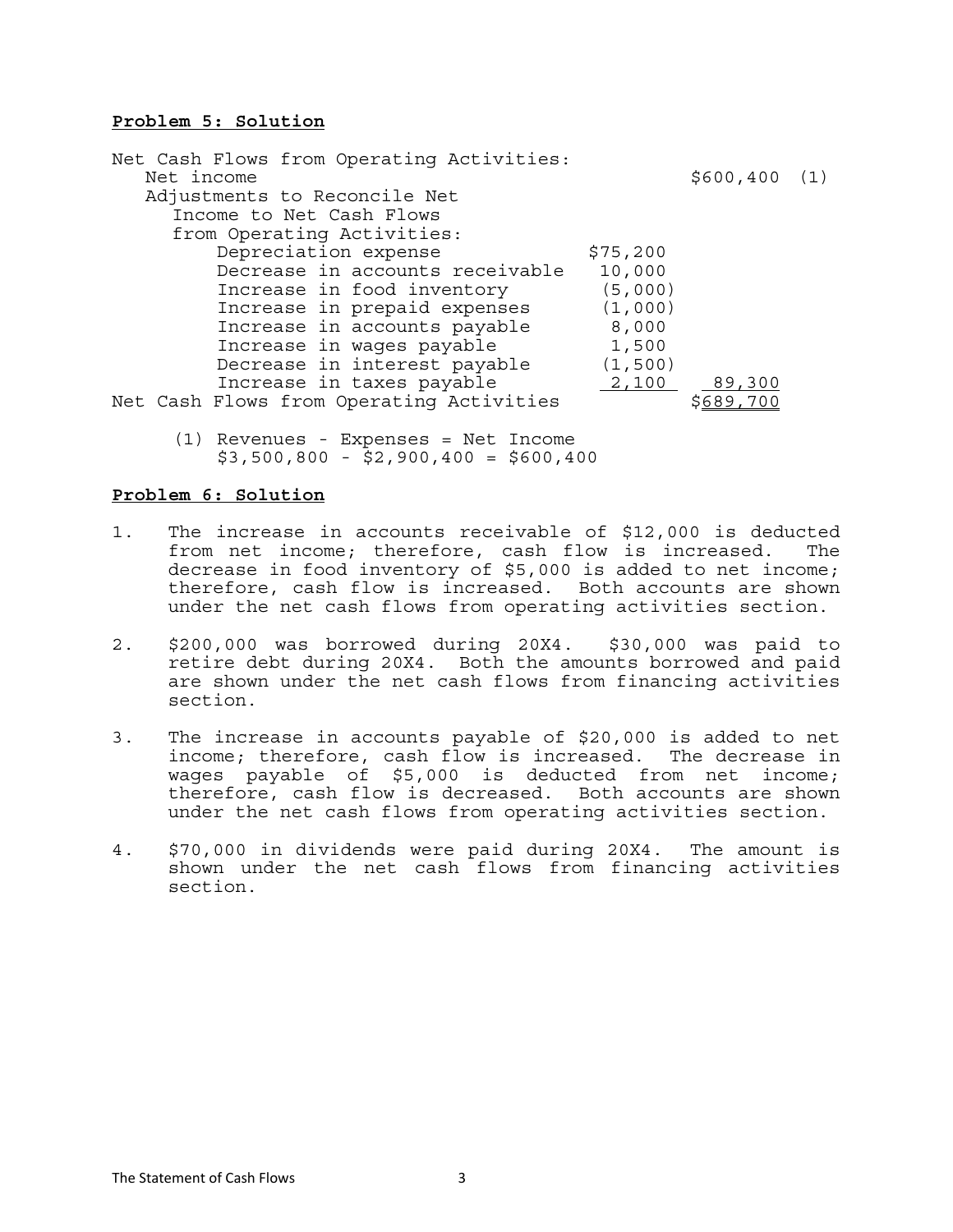**Problem 5: Solution**

| Net Cash Flows from Operating Activities: | | |
|---|---|---|
| Net income | | $600,400 (1) |
| Adjustments to Reconcile Net Income to Net Cash Flows from Operating Activities: | | |
| Depreciation expense | $75,200 | |
| Decrease in accounts receivable | 10,000 | |
| Increase in food inventory | (5,000) | |
| Increase in prepaid expenses | (1,000) | |
| Increase in accounts payable | 8,000 | |
| Increase in wages payable | 1,500 | |
| Decrease in interest payable | (1,500) | |
| Increase in taxes payable | 2,100 | 89,300 |
| Net Cash Flows from Operating Activities | | $689,700 |

(1) Revenues - Expenses = Net Income
$3,500,800 - $2,900,400 = $600,400

**Problem 6: Solution**

1. The increase in accounts receivable of $12,000 is deducted from net income; therefore, cash flow is increased. The decrease in food inventory of $5,000 is added to net income; therefore, cash flow is increased. Both accounts are shown under the net cash flows from operating activities section.

2. $200,000 was borrowed during 20X4. $30,000 was paid to retire debt during 20X4. Both the amounts borrowed and paid are shown under the net cash flows from financing activities section.

3. The increase in accounts payable of $20,000 is added to net income; therefore, cash flow is increased. The decrease in wages payable of $5,000 is deducted from net income; therefore, cash flow is decreased. Both accounts are shown under the net cash flows from operating activities section.

4. $70,000 in dividends were paid during 20X4. The amount is shown under the net cash flows from financing activities section.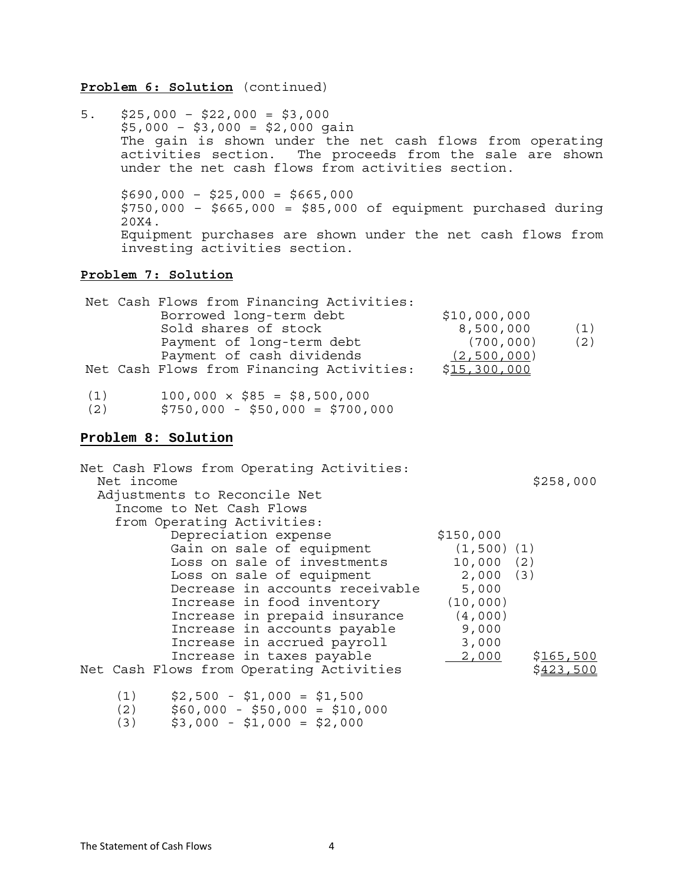**Problem 6: Solution** (continued)

5. $25,000 – $22,000 = $3,000
   $5,000 – $3,000 = $2,000 gain
   The gain is shown under the net cash flows from operating activities section. The proceeds from the sale are shown under the net cash flows from activities section.

   $690,000 – $25,000 = $665,000
   $750,000 – $665,000 = $85,000 of equipment purchased during 20X4.
   Equipment purchases are shown under the net cash flows from investing activities section.

**Problem 7: Solution**

| Net Cash Flows from Financing Activities: | | |
|---|---|---|
| Borrowed long-term debt | $10,000,000 | |
| Sold shares of stock | 8,500,000 | (1) |
| Payment of long-term debt | (700,000) | (2) |
| Payment of cash dividends | (2,500,000) | |
| Net Cash Flows from Financing Activities: | $15,300,000 | |

(1) 100,000 × $85 = $8,500,000
(2) $750,000 - $50,000 = $700,000

**Problem 8: Solution**

| Net Cash Flows from Operating Activities: | | | |
|---|---|---|---|
| Net income | | | $258,000 |
| Adjustments to Reconcile Net Income to Net Cash Flows from Operating Activities: | | | |
| Depreciation expense | $150,000 | | |
| Gain on sale of equipment | (1,500) | (1) | |
| Loss on sale of investments | 10,000 | (2) | |
| Loss on sale of equipment | 2,000 | (3) | |
| Decrease in accounts receivable | 5,000 | | |
| Increase in food inventory | (10,000) | | |
| Increase in prepaid insurance | (4,000) | | |
| Increase in accounts payable | 9,000 | | |
| Increase in accrued payroll | 3,000 | | |
| Increase in taxes payable | 2,000 | | $165,500 |
| Net Cash Flows from Operating Activities | | | $423,500 |

(1) $2,500 - $1,000 = $1,500
(2) $60,000 - $50,000 = $10,000
(3) $3,000 - $1,000 = $2,000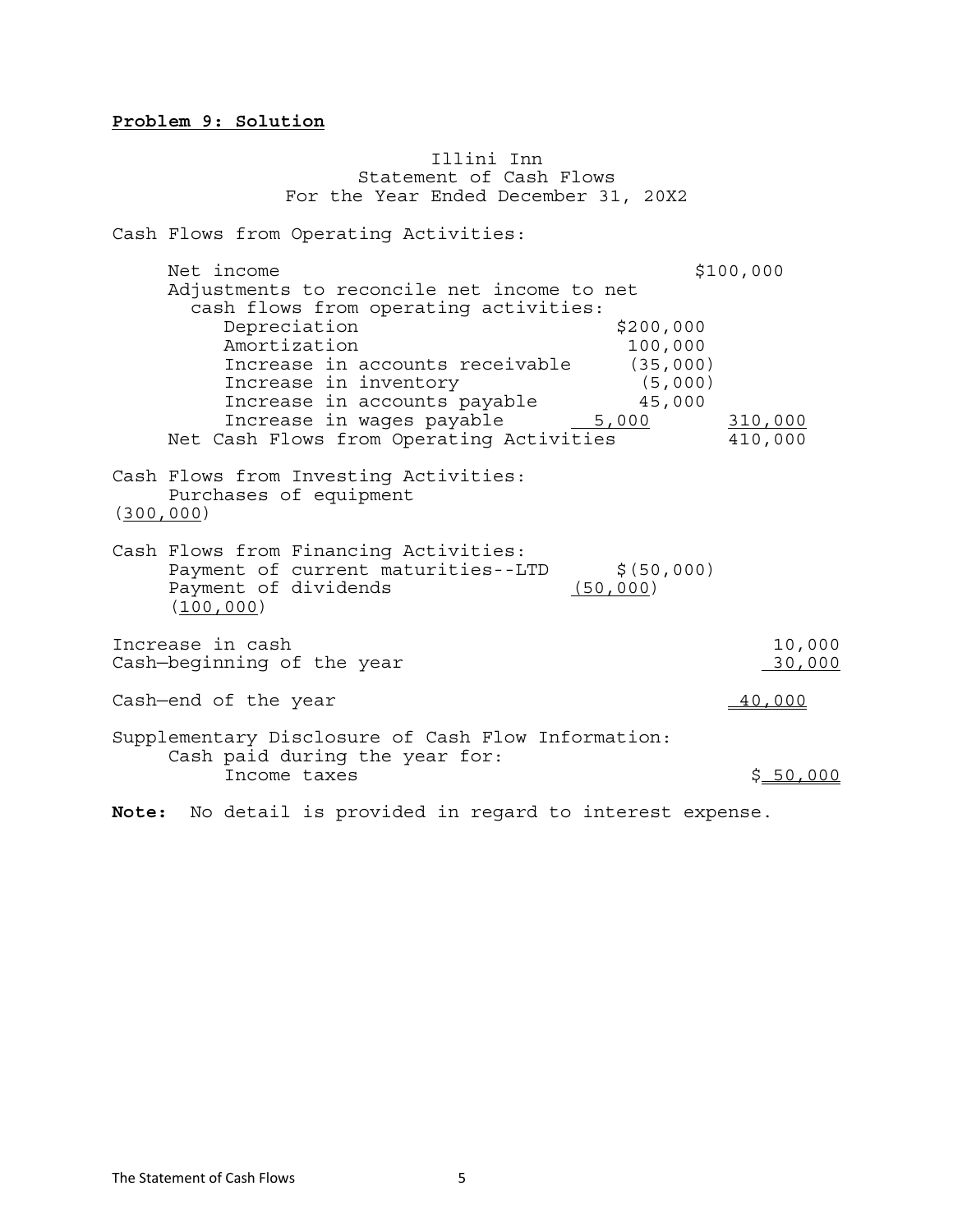**Problem 9: Solution**

Illini Inn
Statement of Cash Flows
For the Year Ended December 31, 20X2

| | | |
|---|---|---|
| **Cash Flows from Operating Activities:** | | |
| Net income | | $100,000 |
| Adjustments to reconcile net income to net cash flows from operating activities: | | |
| Depreciation | $200,000 | |
| Amortization | 100,000 | |
| Increase in accounts receivable | (35,000) | |
| Increase in inventory | (5,000) | |
| Increase in accounts payable | 45,000 | |
| Increase in wages payable | 5,000 | 310,000 |
| Net Cash Flows from Operating Activities | | 410,000 |
| **Cash Flows from Investing Activities:** | | |
| Purchases of equipment | | (300,000) |
| **Cash Flows from Financing Activities:** | | |
| Payment of current maturities--LTD | $(50,000) | |
| Payment of dividends | (50,000) | (100,000) |
| Increase in cash | | 10,000 |
| Cash—beginning of the year | | 30,000 |
| Cash—end of the year | | 40,000 |
| **Supplementary Disclosure of Cash Flow Information:** | | |
| Cash paid during the year for: | | |
| Income taxes | | $ 50,000 |

**Note:** No detail is provided in regard to interest expense.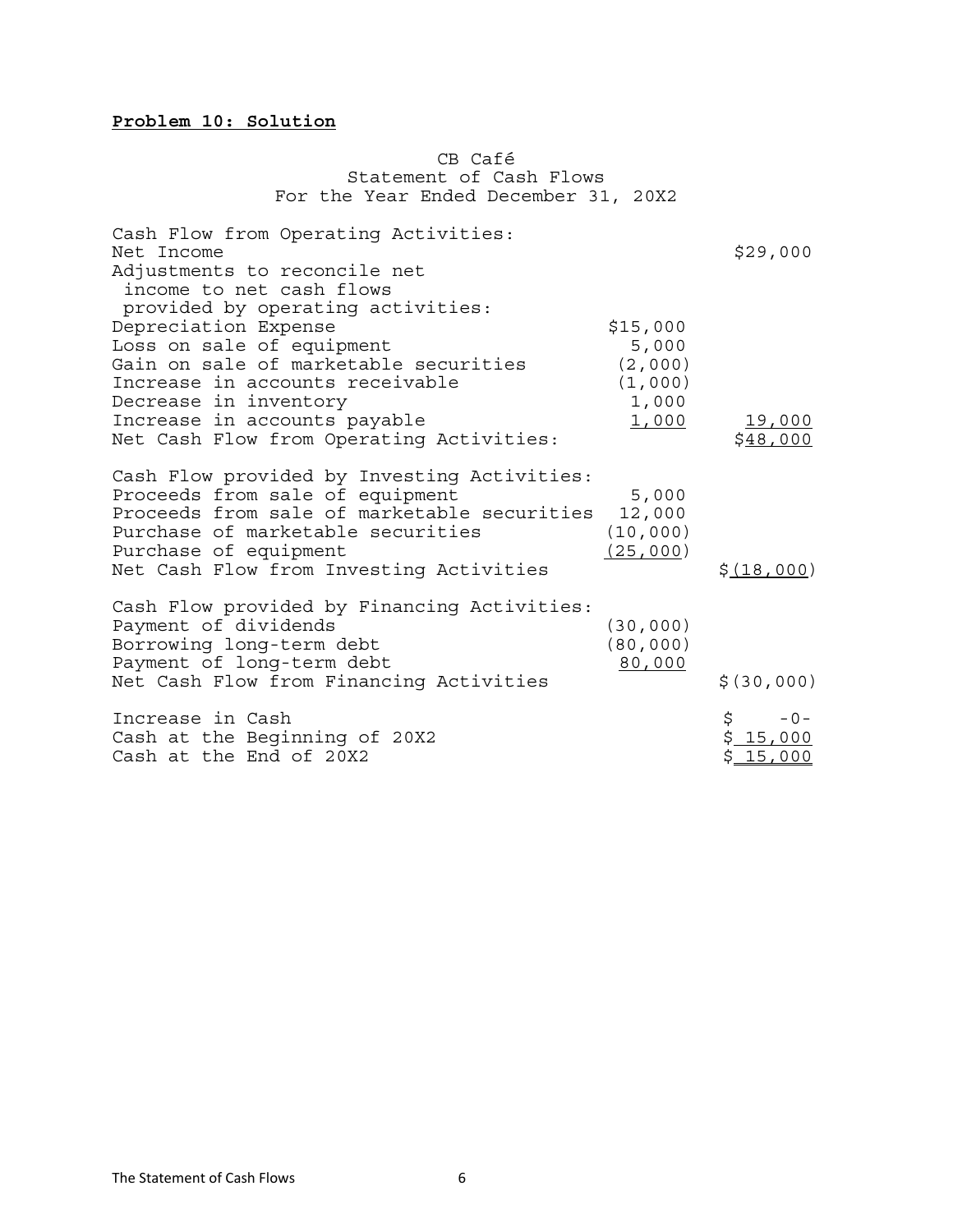**Problem 10: Solution**

CB Café
Statement of Cash Flows
For the Year Ended December 31, 20X2

| | | |
|---|---|---|
| Cash Flow from Operating Activities: | | |
| Net Income | | $29,000 |
| Adjustments to reconcile net income to net cash flows provided by operating activities: | | |
| Depreciation Expense | $15,000 | |
| Loss on sale of equipment | 5,000 | |
| Gain on sale of marketable securities | (2,000) | |
| Increase in accounts receivable | (1,000) | |
| Decrease in inventory | 1,000 | |
| Increase in accounts payable | 1,000 | 19,000 |
| Net Cash Flow from Operating Activities: | | $48,000 |
| Cash Flow provided by Investing Activities: | | |
| Proceeds from sale of equipment | 5,000 | |
| Proceeds from sale of marketable securities | 12,000 | |
| Purchase of marketable securities | (10,000) | |
| Purchase of equipment | (25,000) | |
| Net Cash Flow from Investing Activities | | $(18,000) |
| Cash Flow provided by Financing Activities: | | |
| Payment of dividends | (30,000) | |
| Borrowing long-term debt | (80,000) | |
| Payment of long-term debt | 80,000 | |
| Net Cash Flow from Financing Activities | | $(30,000) |
| Increase in Cash | | $ -0- |
| Cash at the Beginning of 20X2 | | $ 15,000 |
| Cash at the End of 20X2 | | $ 15,000 |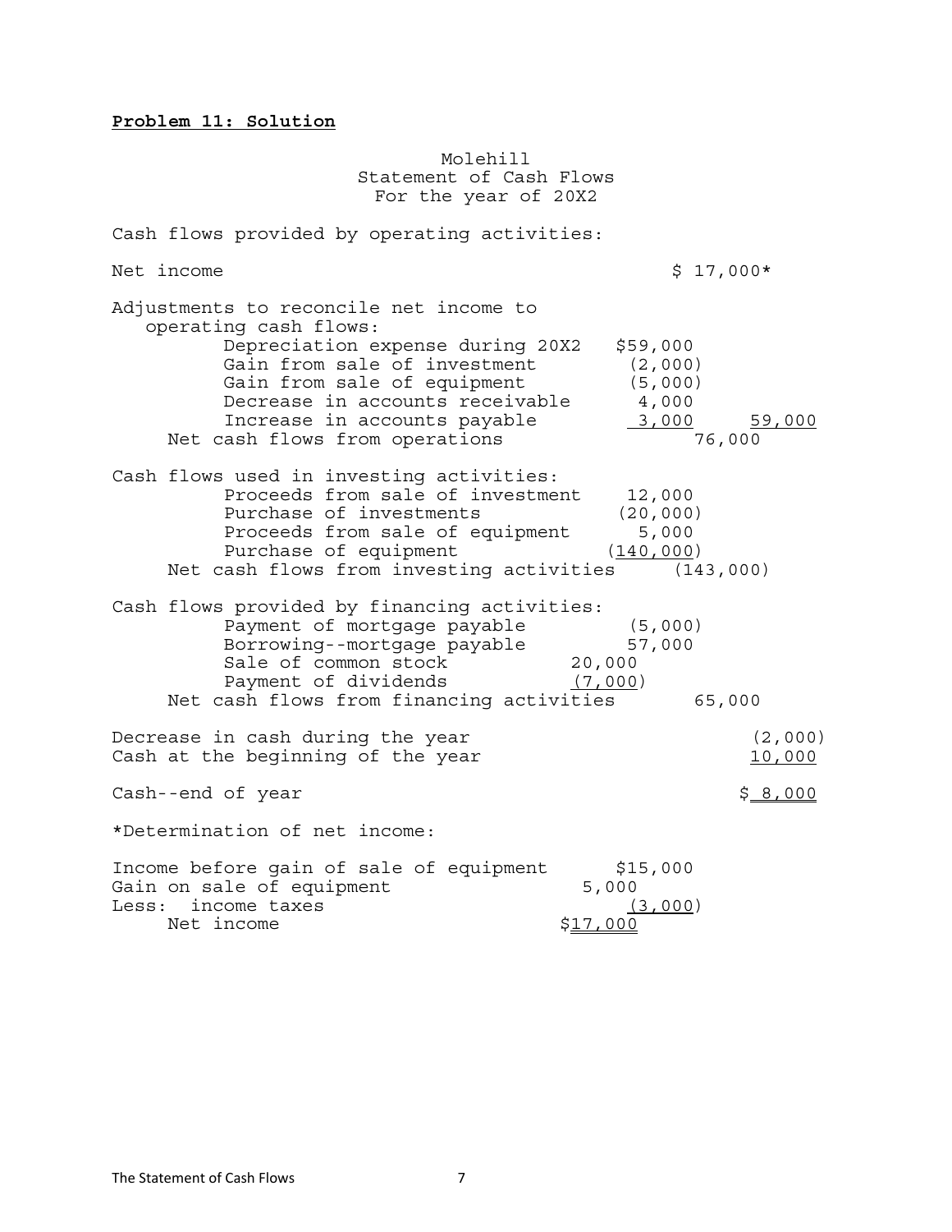**Problem 11: Solution**

Molehill
Statement of Cash Flows
For the year of 20X2

| | | | |
|---|---|---|---|
| Cash flows provided by operating activities: | | | |
| Net income | | | $ 17,000* |
| Adjustments to reconcile net income to operating cash flows: | | | |
| Depreciation expense during 20X2 | | $59,000 | |
| Gain from sale of investment | | (2,000) | |
| Gain from sale of equipment | | (5,000) | |
| Decrease in accounts receivable | | 4,000 | |
| Increase in accounts payable | | 3,000 | 59,000 |
| Net cash flows from operations | | | 76,000 |
| Cash flows used in investing activities: | | | |
| Proceeds from sale of investment | | 12,000 | |
| Purchase of investments | | (20,000) | |
| Proceeds from sale of equipment | | 5,000 | |
| Purchase of equipment | | (140,000) | |
| Net cash flows from investing activities | | | (143,000) |
| Cash flows provided by financing activities: | | | |
| Payment of mortgage payable | | (5,000) | |
| Borrowing--mortgage payable | | 57,000 | |
| Sale of common stock | 20,000 | | |
| Payment of dividends | (7,000) | | |
| Net cash flows from financing activities | | | 65,000 |
| Decrease in cash during the year | | | (2,000) |
| Cash at the beginning of the year | | | 10,000 |
| Cash--end of year | | | $ 8,000 |

*Determination of net income:

| | | |
|---|---|---|
| Income before gain of sale of equipment | | $15,000 |
| Gain on sale of equipment | 5,000 | |
| Less: income taxes | | (3,000) |
| Net income | $17,000 | |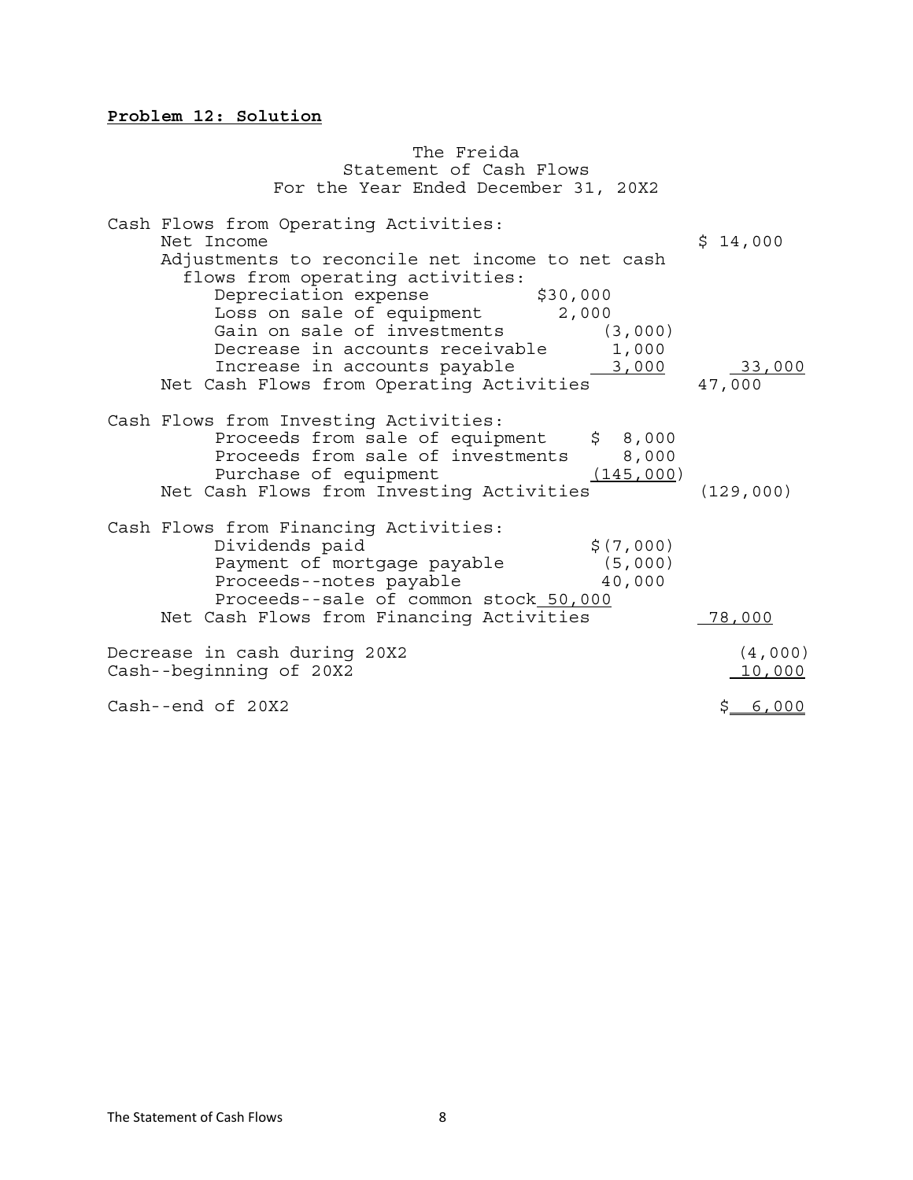**Problem 12: Solution**

The Freida
Statement of Cash Flows
For the Year Ended December 31, 20X2

| | | |
|---|---|---|
| Cash Flows from Operating Activities: | | |
| Net Income | | $ 14,000 |
| Adjustments to reconcile net income to net cash flows from operating activities: | | |
| Depreciation expense | $30,000 | |
| Loss on sale of equipment | 2,000 | |
| Gain on sale of investments | (3,000) | |
| Decrease in accounts receivable | 1,000 | |
| Increase in accounts payable | 3,000 | 33,000 |
| Net Cash Flows from Operating Activities | | 47,000 |
| Cash Flows from Investing Activities: | | |
| Proceeds from sale of equipment | $ 8,000 | |
| Proceeds from sale of investments | 8,000 | |
| Purchase of equipment | (145,000) | |
| Net Cash Flows from Investing Activities | | (129,000) |
| Cash Flows from Financing Activities: | | |
| Dividends paid | $(7,000) | |
| Payment of mortgage payable | (5,000) | |
| Proceeds--notes payable | 40,000 | |
| Proceeds--sale of common stock | 50,000 | |
| Net Cash Flows from Financing Activities | | 78,000 |
| Decrease in cash during 20X2 | | (4,000) |
| Cash--beginning of 20X2 | | 10,000 |
| Cash--end of 20X2 | | $ 6,000 |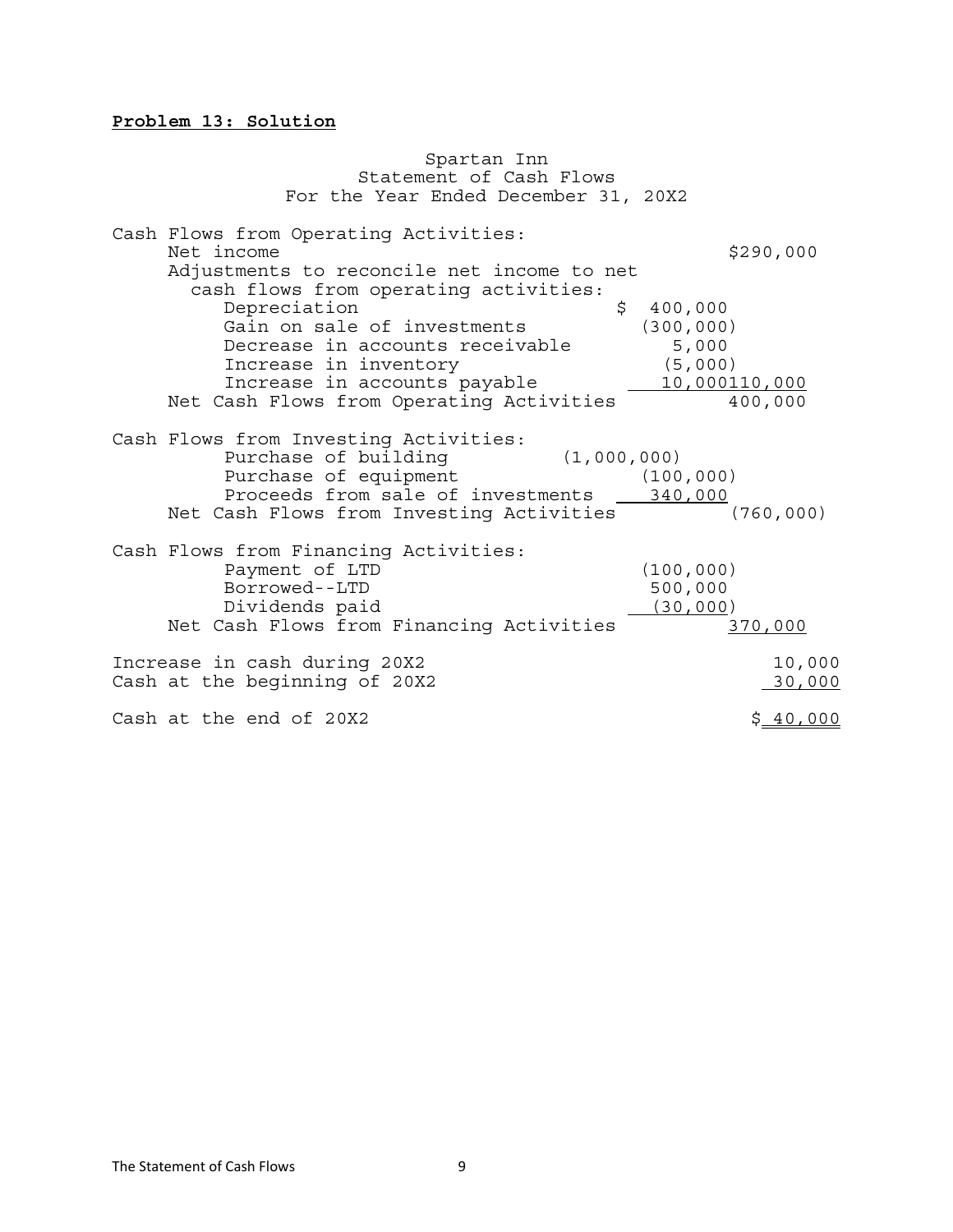**Problem 13: Solution**

Spartan Inn
Statement of Cash Flows
For the Year Ended December 31, 20X2

| | | | |
|---|---|---|---|
| Cash Flows from Operating Activities: | | | |
| Net income | | | $290,000 |
| Adjustments to reconcile net income to net cash flows from operating activities: | | | |
| Depreciation | | $ 400,000 | |
| Gain on sale of investments | | (300,000) | |
| Decrease in accounts receivable | | 5,000 | |
| Increase in inventory | | (5,000) | |
| Increase in accounts payable | | 10,000 | 110,000 |
| Net Cash Flows from Operating Activities | | | 400,000 |
| Cash Flows from Investing Activities: | | | |
| Purchase of building | (1,000,000) | | |
| Purchase of equipment | | (100,000) | |
| Proceeds from sale of investments | | 340,000 | |
| Net Cash Flows from Investing Activities | | | (760,000) |
| Cash Flows from Financing Activities: | | | |
| Payment of LTD | | (100,000) | |
| Borrowed--LTD | | 500,000 | |
| Dividends paid | | (30,000) | |
| Net Cash Flows from Financing Activities | | | 370,000 |
| Increase in cash during 20X2 | | | 10,000 |
| Cash at the beginning of 20X2 | | | 30,000 |
| Cash at the end of 20X2 | | | $ 40,000 |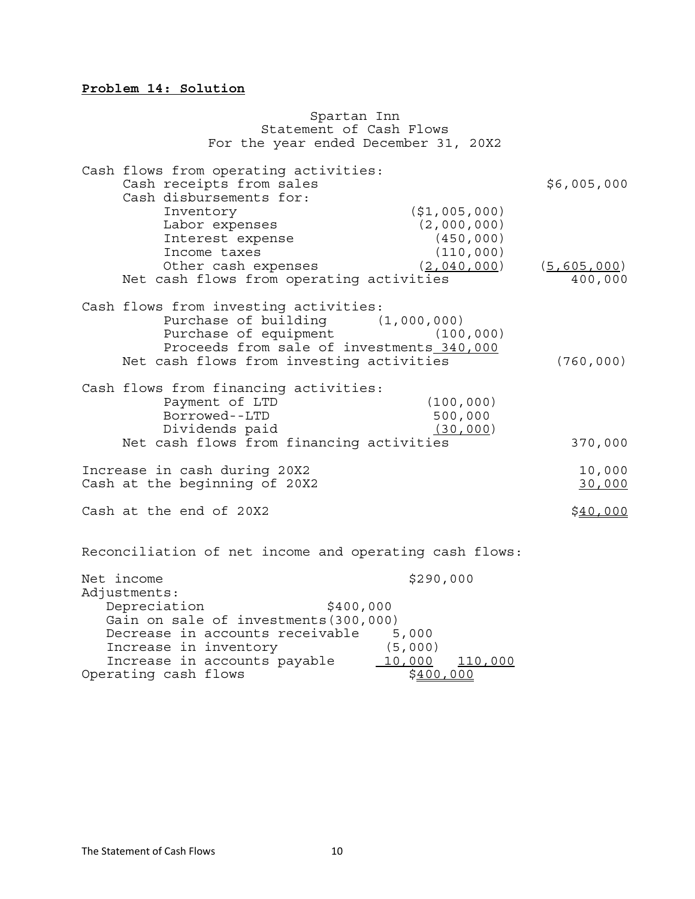**Problem 14: Solution**

Spartan Inn
Statement of Cash Flows
For the year ended December 31, 20X2

| | | |
|---|---|---|
| Cash flows from operating activities: | | |
| Cash receipts from sales | | $6,005,000 |
| Cash disbursements for: | | |
| Inventory | ($1,005,000) | |
| Labor expenses | (2,000,000) | |
| Interest expense | (450,000) | |
| Income taxes | (110,000) | |
| Other cash expenses | (2,040,000) | (5,605,000) |
| Net cash flows from operating activities | | 400,000 |
| Cash flows from investing activities: | | |
| Purchase of building | (1,000,000) | |
| Purchase of equipment | (100,000) | |
| Proceeds from sale of investments | 340,000 | |
| Net cash flows from investing activities | | (760,000) |
| Cash flows from financing activities: | | |
| Payment of LTD | (100,000) | |
| Borrowed--LTD | 500,000 | |
| Dividends paid | (30,000) | |
| Net cash flows from financing activities | | 370,000 |
| Increase in cash during 20X2 | | 10,000 |
| Cash at the beginning of 20X2 | | 30,000 |
| Cash at the end of 20X2 | | $40,000 |

Reconciliation of net income and operating cash flows:

| | | |
|---|---|---|
| Net income | | $290,000 |
| Adjustments: | | |
| Depreciation | $400,000 | |
| Gain on sale of investments | (300,000) | |
| Decrease in accounts receivable | 5,000 | |
| Increase in inventory | (5,000) | |
| Increase in accounts payable | 10,000 | 110,000 |
| Operating cash flows | | $400,000 |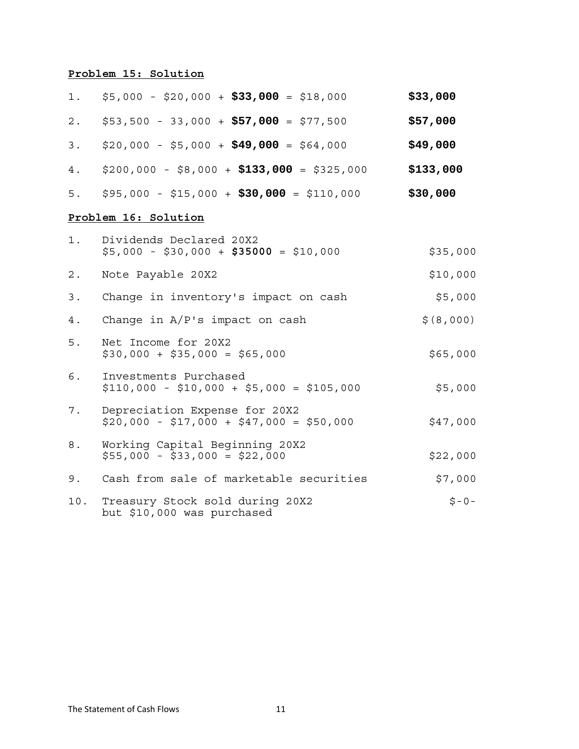**Problem 15: Solution**

| | | |
|---|---|---|
| 1. | \$5,000 - \$20,000 + **\$33,000** = \$18,000 | **\$33,000** |
| 2. | \$53,500 - 33,000 + **\$57,000** = \$77,500 | **\$57,000** |
| 3. | \$20,000 - \$5,000 + **\$49,000** = \$64,000 | **\$49,000** |
| 4. | \$200,000 - \$8,000 + **\$133,000** = \$325,000 | **\$133,000** |
| 5. | \$95,000 - \$15,000 + **\$30,000** = \$110,000 | **\$30,000** |

**Problem 16: Solution**

| | | |
|---|---|---|
| 1. | Dividends Declared 20X2<br>\$5,000 - \$30,000 + **\$35000** = \$10,000 | \$35,000 |
| 2. | Note Payable 20X2 | \$10,000 |
| 3. | Change in inventory's impact on cash | \$5,000 |
| 4. | Change in A/P's impact on cash | \$(8,000) |
| 5. | Net Income for 20X2<br>\$30,000 + \$35,000 = \$65,000 | \$65,000 |
| 6. | Investments Purchased<br>\$110,000 - \$10,000 + \$5,000 = \$105,000 | \$5,000 |
| 7. | Depreciation Expense for 20X2<br>\$20,000 - \$17,000 + \$47,000 = \$50,000 | \$47,000 |
| 8. | Working Capital Beginning 20X2<br>\$55,000 - \$33,000 = \$22,000 | \$22,000 |
| 9. | Cash from sale of marketable securities | \$7,000 |
| 10. | Treasury Stock sold during 20X2<br>but \$10,000 was purchased | \$-0- |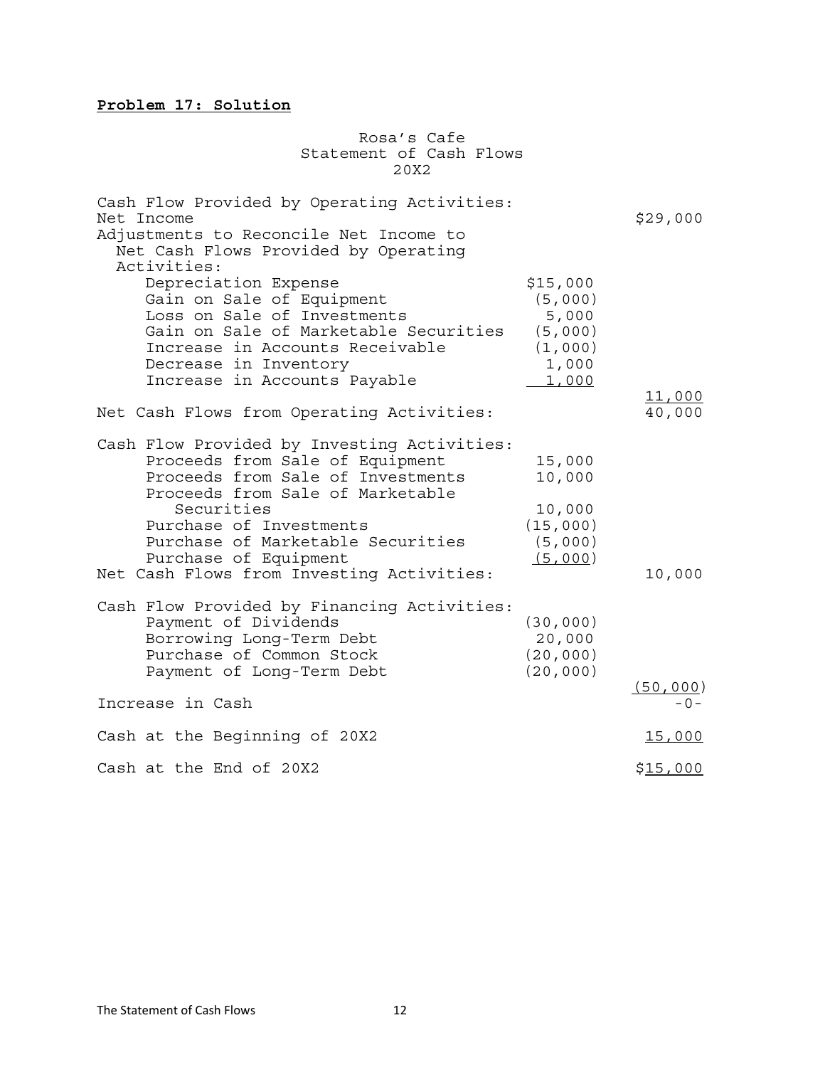**Problem 17: Solution**

Rosa's Cafe
Statement of Cash Flows
20X2

| | | |
|---|---|---|
| Cash Flow Provided by Operating Activities: | | |
| Net Income | | $29,000 |
| Adjustments to Reconcile Net Income to Net Cash Flows Provided by Operating Activities: | | |
| Depreciation Expense | $15,000 | |
| Gain on Sale of Equipment | (5,000) | |
| Loss on Sale of Investments | 5,000 | |
| Gain on Sale of Marketable Securities | (5,000) | |
| Increase in Accounts Receivable | (1,000) | |
| Decrease in Inventory | 1,000 | |
| Increase in Accounts Payable | 1,000 | |
| | | 11,000 |
| Net Cash Flows from Operating Activities: | | 40,000 |
| Cash Flow Provided by Investing Activities: | | |
| Proceeds from Sale of Equipment | 15,000 | |
| Proceeds from Sale of Investments | 10,000 | |
| Proceeds from Sale of Marketable Securities | 10,000 | |
| Purchase of Investments | (15,000) | |
| Purchase of Marketable Securities | (5,000) | |
| Purchase of Equipment | (5,000) | |
| Net Cash Flows from Investing Activities: | | 10,000 |
| Cash Flow Provided by Financing Activities: | | |
| Payment of Dividends | (30,000) | |
| Borrowing Long-Term Debt | 20,000 | |
| Purchase of Common Stock | (20,000) | |
| Payment of Long-Term Debt | (20,000) | |
| | | (50,000) |
| Increase in Cash | | -0- |
| Cash at the Beginning of 20X2 | | 15,000 |
| Cash at the End of 20X2 | | $15,000 |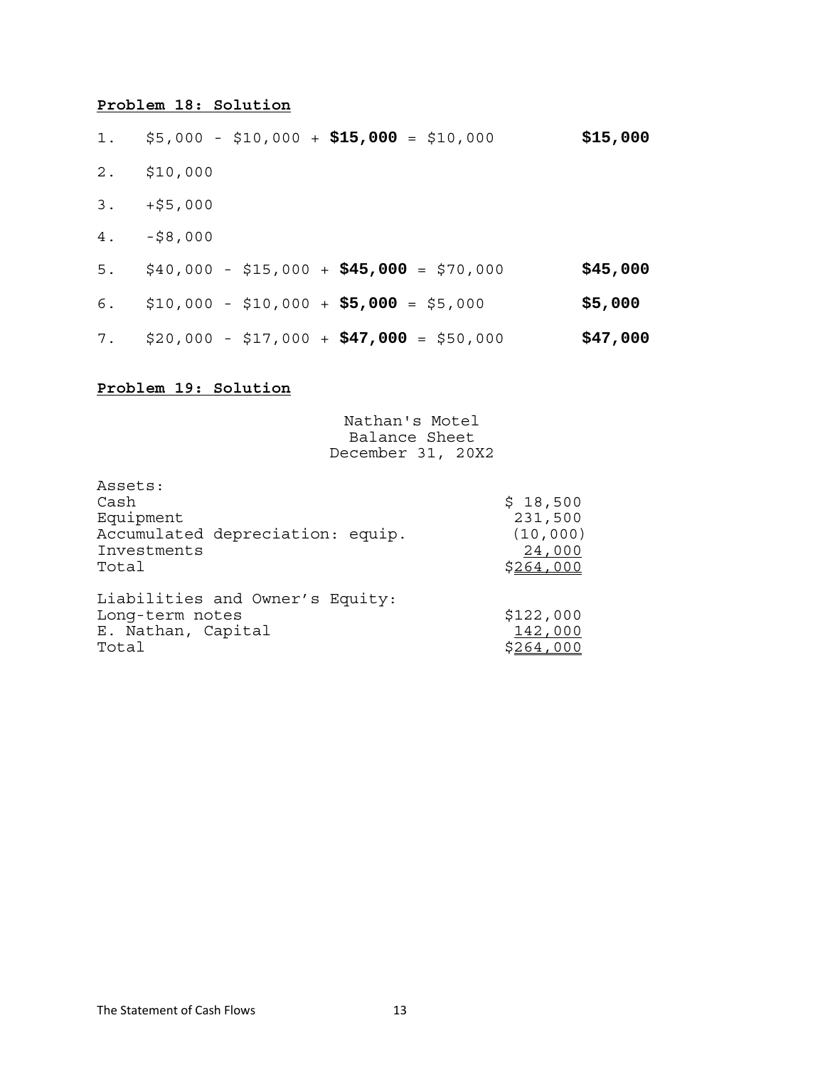**Problem 18: Solution**

| | | |
|---|---|---|
| 1. | \$5,000 - \$10,000 + **\$15,000** = \$10,000 | **\$15,000** |
| 2. | \$10,000 | |
| 3. | +\$5,000 | |
| 4. | -\$8,000 | |
| 5. | \$40,000 - \$15,000 + **\$45,000** = \$70,000 | **\$45,000** |
| 6. | \$10,000 - \$10,000 + **\$5,000** = \$5,000 | **\$5,000** |
| 7. | \$20,000 - \$17,000 + **\$47,000** = \$50,000 | **\$47,000** |

**Problem 19: Solution**

Nathan's Motel
Balance Sheet
December 31, 20X2

| | |
|---|---|
| Assets: | |
| Cash | \$ 18,500 |
| Equipment | 231,500 |
| Accumulated depreciation: equip. | (10,000) |
| Investments | 24,000 |
| Total | \$264,000 |
| | |
| Liabilities and Owner's Equity: | |
| Long-term notes | \$122,000 |
| E. Nathan, Capital | 142,000 |
| Total | \$264,000 |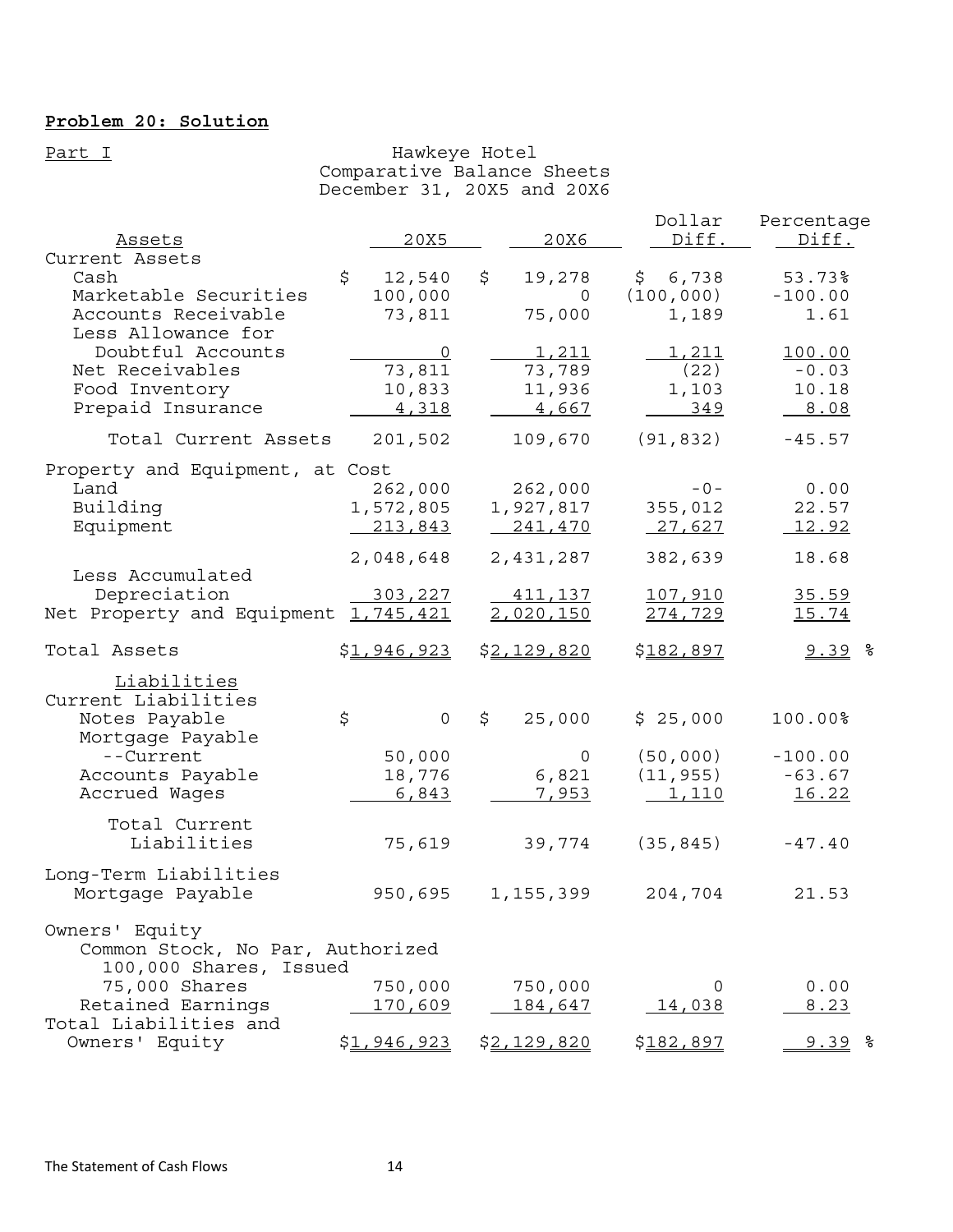**Problem 20: Solution**

Part I

Hawkeye Hotel
Comparative Balance Sheets
December 31, 20X5 and 20X6

| Assets | 20X5 | 20X6 | Dollar Diff. | Percentage Diff. |
|---|---|---|---|---|
| Current Assets | | | | |
| Cash | $ 12,540 | $ 19,278 | $ 6,738 | 53.73% |
| Marketable Securities | 100,000 | 0 | (100,000) | -100.00 |
| Accounts Receivable | 73,811 | 75,000 | 1,189 | 1.61 |
| Less Allowance for Doubtful Accounts | 0 | 1,211 | 1,211 | 100.00 |
| Net Receivables | 73,811 | 73,789 | (22) | -0.03 |
| Food Inventory | 10,833 | 11,936 | 1,103 | 10.18 |
| Prepaid Insurance | 4,318 | 4,667 | 349 | 8.08 |
| Total Current Assets | 201,502 | 109,670 | (91,832) | -45.57 |
| Property and Equipment, at Cost | | | | |
| Land | 262,000 | 262,000 | -0- | 0.00 |
| Building | 1,572,805 | 1,927,817 | 355,012 | 22.57 |
| Equipment | 213,843 | 241,470 | 27,627 | 12.92 |
| | 2,048,648 | 2,431,287 | 382,639 | 18.68 |
| Less Accumulated Depreciation | 303,227 | 411,137 | 107,910 | 35.59 |
| Net Property and Equipment | 1,745,421 | 2,020,150 | 274,729 | 15.74 |
| Total Assets | $1,946,923 | $2,129,820 | $182,897 | 9.39 % |
| **Liabilities** | | | | |
| Current Liabilities | | | | |
| Notes Payable | $ 0 | $ 25,000 | $ 25,000 | 100.00% |
| Mortgage Payable --Current | 50,000 | 0 | (50,000) | -100.00 |
| Accounts Payable | 18,776 | 6,821 | (11,955) | -63.67 |
| Accrued Wages | 6,843 | 7,953 | 1,110 | 16.22 |
| Total Current Liabilities | 75,619 | 39,774 | (35,845) | -47.40 |
| Long-Term Liabilities | | | | |
| Mortgage Payable | 950,695 | 1,155,399 | 204,704 | 21.53 |
| Owners' Equity | | | | |
| Common Stock, No Par, Authorized 100,000 Shares, Issued 75,000 Shares | 750,000 | 750,000 | 0 | 0.00 |
| Retained Earnings | 170,609 | 184,647 | 14,038 | 8.23 |
| Total Liabilities and Owners' Equity | $1,946,923 | $2,129,820 | $182,897 | 9.39 % |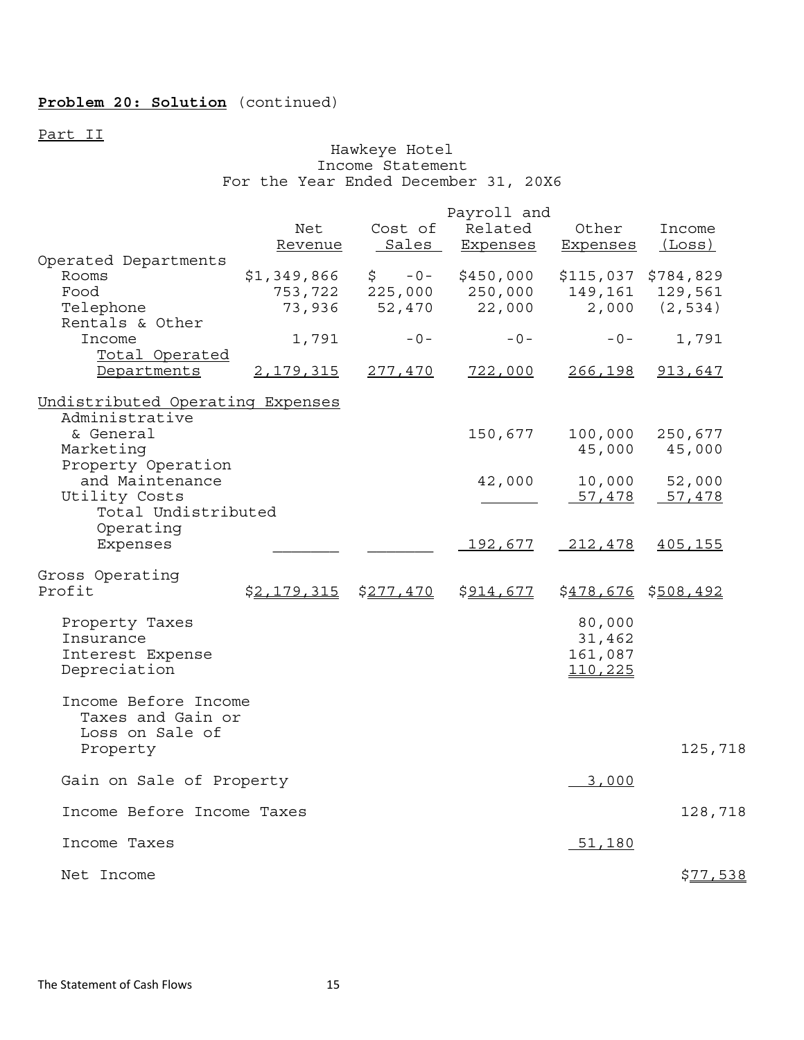**Problem 20: Solution** (continued)

Part II

Hawkeye Hotel
Income Statement
For the Year Ended December 31, 20X6

| | Net Revenue | Cost of Sales | Payroll and Related Expenses | Other Expenses | Income (Loss) |
|---|---|---|---|---|---|
| Operated Departments | | | | | |
| Rooms | $1,349,866 | $ -0- | $450,000 | $115,037 | $784,829 |
| Food | 753,722 | 225,000 | 250,000 | 149,161 | 129,561 |
| Telephone | 73,936 | 52,470 | 22,000 | 2,000 | (2,534) |
| Rentals & Other Income | 1,791 | -0- | -0- | -0- | 1,791 |
| Total Operated Departments | 2,179,315 | 277,470 | 722,000 | 266,198 | 913,647 |
| Undistributed Operating Expenses | | | | | |
| Administrative & General | | | 150,677 | 100,000 | 250,677 |
| Marketing | | | | 45,000 | 45,000 |
| Property Operation and Maintenance | | | 42,000 | 10,000 | 52,000 |
| Utility Costs | | | | 57,478 | 57,478 |
| Total Undistributed Operating Expenses | | | 192,677 | 212,478 | 405,155 |
| Gross Operating Profit | $2,179,315 | $277,470 | $914,677 | $478,676 | $508,492 |
| Property Taxes | | | | 80,000 | |
| Insurance | | | | 31,462 | |
| Interest Expense | | | | 161,087 | |
| Depreciation | | | | 110,225 | |
| Income Before Income Taxes and Gain or Loss on Sale of Property | | | | | 125,718 |
| Gain on Sale of Property | | | | 3,000 | |
| Income Before Income Taxes | | | | | 128,718 |
| Income Taxes | | | | 51,180 | |
| Net Income | | | | | $77,538 |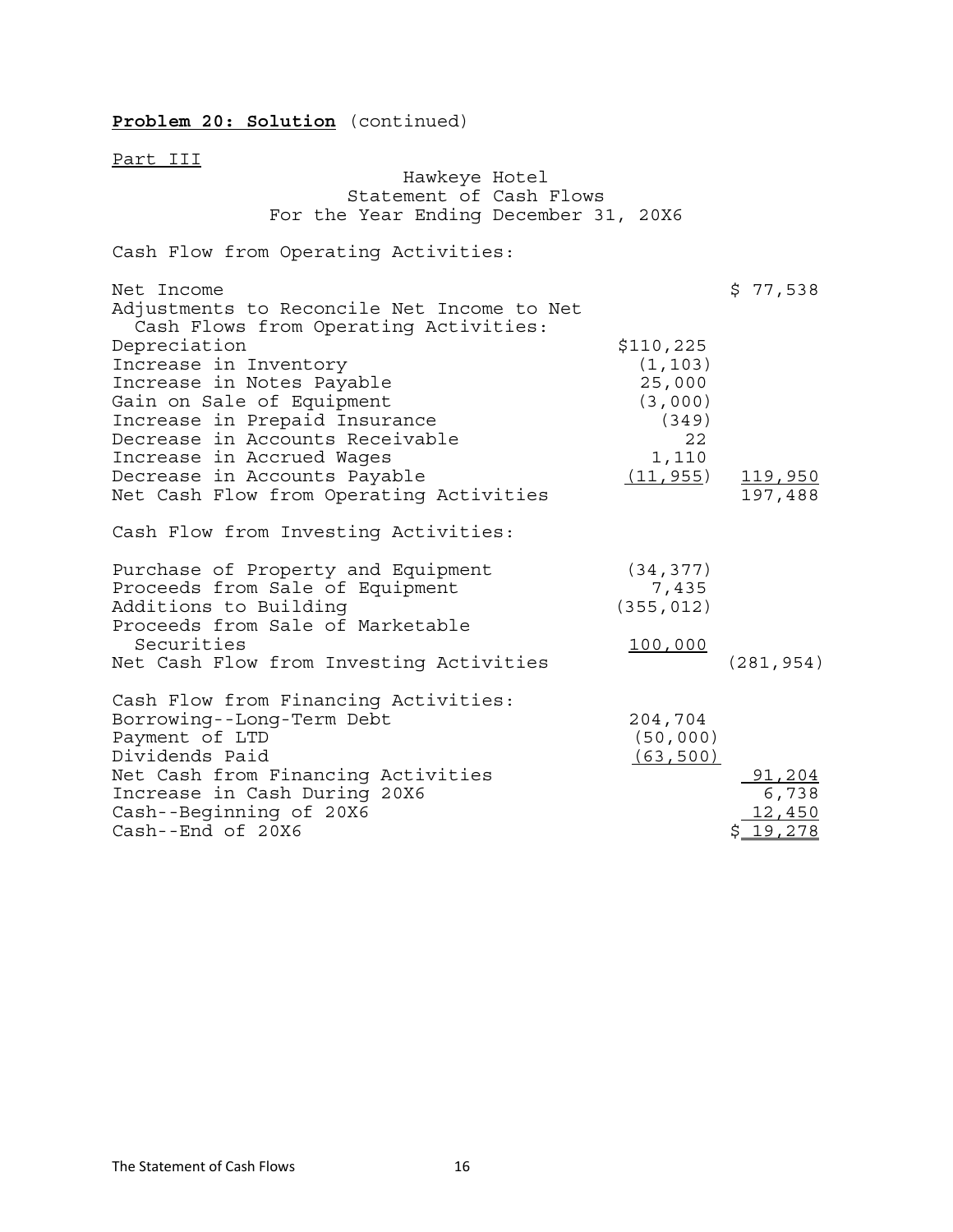**Problem 20: Solution** (continued)

Part III

Hawkeye Hotel
Statement of Cash Flows
For the Year Ending December 31, 20X6

| | | |
|---|---|---|
| Cash Flow from Operating Activities: | | |
| Net Income | | $ 77,538 |
| Adjustments to Reconcile Net Income to Net Cash Flows from Operating Activities: | | |
| Depreciation | $110,225 | |
| Increase in Inventory | (1,103) | |
| Increase in Notes Payable | 25,000 | |
| Gain on Sale of Equipment | (3,000) | |
| Increase in Prepaid Insurance | (349) | |
| Decrease in Accounts Receivable | 22 | |
| Increase in Accrued Wages | 1,110 | |
| Decrease in Accounts Payable | (11,955) | 119,950 |
| Net Cash Flow from Operating Activities | | 197,488 |
| Cash Flow from Investing Activities: | | |
| Purchase of Property and Equipment | (34,377) | |
| Proceeds from Sale of Equipment | 7,435 | |
| Additions to Building | (355,012) | |
| Proceeds from Sale of Marketable Securities | 100,000 | |
| Net Cash Flow from Investing Activities | | (281,954) |
| Cash Flow from Financing Activities: | | |
| Borrowing--Long-Term Debt | 204,704 | |
| Payment of LTD | (50,000) | |
| Dividends Paid | (63,500) | |
| Net Cash from Financing Activities | | 91,204 |
| Increase in Cash During 20X6 | | 6,738 |
| Cash--Beginning of 20X6 | | 12,450 |
| Cash--End of 20X6 | | $ 19,278 |